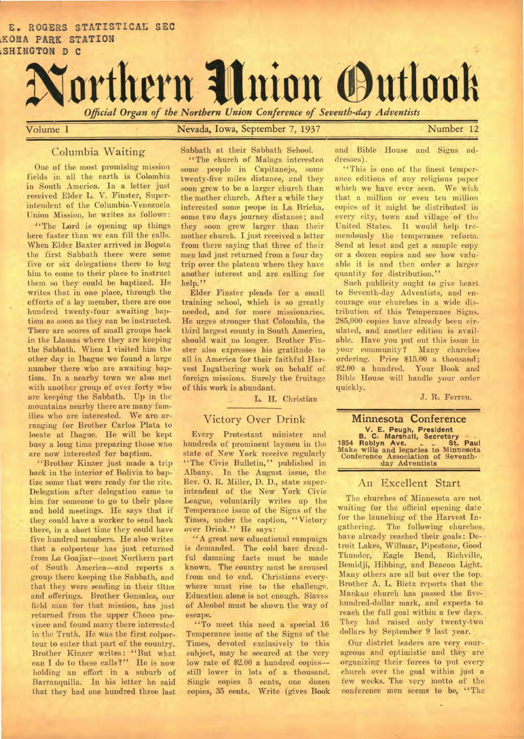E. ROGERS STATISTICAL SEC
KOMA PARK STATION
SHINGTON D C

# Northern Union Outlook

*Official Organ of the Northern Union Conference of Seventh-day Adventists*

Volume I — Nevada, Iowa, September 7, 1937 — Number 12

## Columbia Waiting

One of the most promising mission fields in all the earth is Colombia in South America. In a letter just received Elder L. V. Finster, Superintendent of the Columbia-Venezuela Union Mission, he writes as follows:

"The Lord is opening up things here faster than we can fill the calls. When Elder Baxter arrived in Bogota the first Sabbath there were some five or six delegations there to beg him to come to their place to instruct them so they could be baptized. He writes that in one place, through the efforts of a lay member, there are one hundred twenty-four awaiting baptism as soon as they can be instructed. There are scores of small groups back in the Llamas where they are keeping the Sabbath. When I visited him the other day in Ibague we found a large number there who are awaiting baptism. In a nearby town we also met with another group of over forty who are keeping the Sabbath. Up in the mountains nearby there are many families who are interested. We are arranging for Brother Carlos Plata to locate at Ibague. He will be kept busy a long time preparing those who are now interested for baptism.

"Brother Kinzer just made a trip back in the interior of Bolivia to baptize some that were ready for the rite. Delegation after delegation came to him for someone to go to their place and hold meetings. He says that if they could have a worker to send back there, in a short time they could have five hundred members. He also writes that a colporteur has just returned from La Goajiar—most Northern part of South America—and reports a group there keeping the Sabbath, and that they were sending in their tithe and offerings. Brother Gonsales, our field man for that mission, has just returned from the upper Choco province and found many there interested in the Truth. He was the first colporteur to enter that part of the country. Brother Kinzer writes: "But what can I do to these calls?" He is now holding an effort in a suburb of Barranquilla. In his letter he said that they had one hundred three last Sabbath at their Sabbath School.

"The church of Malaga interested some people in Capitanejo, some twenty-five miles distance, and they soon grew to be a larger church than the mother church. After a while they interested some peope in La Bricha, some two days journey distance; and they soon grew larger than their mother church. I just received a letter from there saying that three of their men had just returned from a four day trip over the plateau where they have another interest and are calling for help."

Elder Finster pleads for a small training school, which is so greatly needed, and for more missionaries. He urges stronger that Colombia, the third largest county in South America, should wait no longer. Brother Finster also expresses his gratitude to all in America for their faithful Harvest Ingathering work on behalf of foreign missions. Surely the fruitage of this work is abundant.

L. H. Christian

## Victory Over Drink

Every Protestant minister and hundreds of prominent laymen in the state of New York receive regularly "The Civic Bulletin," published in Albany. In the August issue, the Rev. O. R. Miller, D. D., state superintendent of the New York Civic League, voluntarily writes up the Temperance issue of the Signs of the Times, under the caption, "Victory over Drink." He says:

"A great new educational campaign is demanded. The cold bare dreadful damning facts must be made known. The country must be aroused from end to end. Christians everywhere must rise to the challenge. Education alone is not enough. Slaves of Alcohol must be shown the way of escape.

"To meet this need a special 16 Temperance issue of the Signs of the Times, devoted exclusively to this subject, may be secured at the very low rate of $2.00 a hundred copies—still lower in lots of a thousand. Single copies 5 cents, one dozen copies, 35 cents. Write (gives Book and Bible House and Signs addresses).

"This is one of the finest temperance editions of any religious paper which we have ever seen. We wish that a million or even ten million copies of it might be distributed in every city, town and village of the United States. It would help tremendously the temperance reform. Send at least and get a sample copy or a dozen copies and see how valuable it is and then order a larger quantity for distribution."

Such publicity ought to give heart to Seventh-day Adventists, and encourage our churches in a wide distribution of this Temperance Signs. 285,000 copies have already been circulated, and another edition is available. Have you put out this issue in your community? Many churches ordering. Price $15.00 a thousand; $2.00 a hundred. Your Book and Bible House will handle your order quickly.

J. R. Ferren.

## Minnesota Conference

**V. E. Peugh, President**
**B. C. Marshall, Secretary**
**1854 Roblyn Ave. - - St. Paul**
**Make wills and legacies to Minnesota Conference Association of Seventh-day Adventists**

## An Excellent Start

The churches of Minnesota are not waiting for the official opening date for the launching of the Harvest Ingathering. The following churches have already reached their goals: Detroit Lakes, Willmar, Pipestone, Good Thunder, Eagle Bend, Richville, Bemidji, Hibbing, and Beacon Light. Many others are all but over the top. Brother A. L. Bietz reports that the Mankao church has passed the five-hundred-dollar mark, and expects to reach the full goal within a few days. They had raised only twenty-two dollars by September 9 last year.

Our district leaders are very courageous and optimistic and they are organizing their forces to put every church over the goal within just a few weeks. The very motto of the conference men seems to be, "The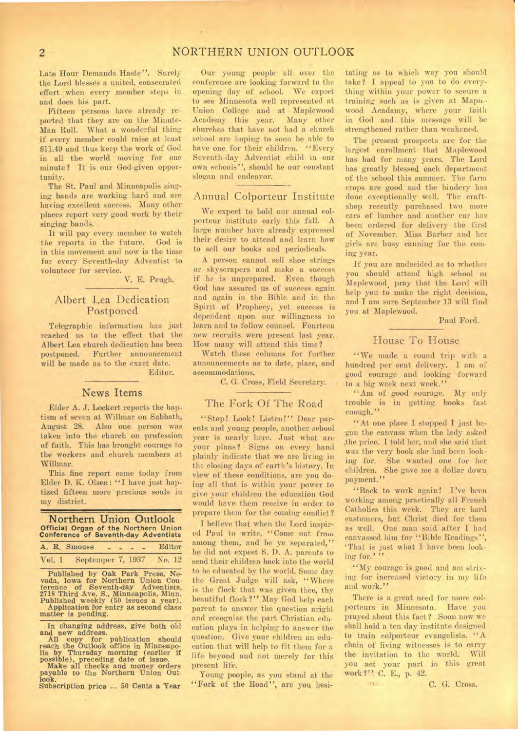Late Hour Demands Haste". Surely the Lord blesses a united, consecrated effort when every member steps in and does his part.

Fifteen persons have already reported that they are on the Minute-Man Roll. What a wonderful thing if every member could raise at least $11.49 and thus keep the work of God in all the world moving for one minute? It is our God-given opportunity.

The St. Paul and Minneapolis singing bands are working hard and are having excellent success. Many other places report very good work by their singing bands.

It will pay every member to watch the reports in the future. God is in this movement and now is the time for every Seventh-day Adventist to volunteer for service.

V. E. Peugh.

## Albert Lea Dedication Postponed

Telegraphic information has just reached us to the effect that the Albert Lea church dedication has been postponed. Further announcement will be made as to the exact date.

Editor.

## News Items

Elder A. J. Lockert reports the baptism of seven at Willmar on Sabbath, August 28. Also one person was taken into the church on profession of faith. This has brought courage to the workers and church members at Willmar.

This fine report came today from Elder D. K. Olsen: "I have just baptized fifteen more precious souls in my district.

## Northern Union Outlook

**Official Organ of the Northern Union Conference of Seventh-day Adventists**

A. R. Smouse - - - - Editor

Vol. 1 September 7, 1937 No. 12

Published by Oak Park Press, Nevada, Iowa for Northern Union Conference of Seventh-day Adventists, 2718 Third Ave. S., Minneapolis, Minn. Published weekly (50 issues a year). Application for entry as second class matter is pending.

In changing address, give both old and new address.

All copy for publication should reach the Outlook office in Minneapolis by Thursday morning (earlier if possible), preceding date of issue.

Make all checks and money orders payable to the Northern Union Outlook.

Subscription price -- 50 Cents a Year

Our young people all over the conference are looking forward to the opening day of school. We expect to see Minnesota well represented at Union College and at Maplewood Academy this year. Many other churches that have not had a church school are hoping to soon be able to have one for their children. "Every Seventh-day Adventist child in our own schools", should be our constant slogan and endeavor.

## Annual Colporteur Institute

We expect to hold our annual colporteur institute early this fall. A large number have already expressed their desire to attend and learn how to sell our books and periodicals.

A person cannot sell shoe strings or skyscrapers and make a success if he is unprepared. Even though God has assured us of success again and again in the Bible and in the Spirit of Prophecy, yet success is dependent upon our willingness to learn and to follow counsel. Fourteen new recruits were present last year. How many will attend this time?

Watch these columns for further announcements as to date, place, and accommodations.

C. G. Cross, Field Secretary.

## The Fork Of The Road

"Stop! Look! Listen!" Dear parents and young people, another school year is nearly here. Just what are your plans? Signs on every hand plainly indicate that we are living in the closing days of earth's history. In view of these conditions, are you doing all that is within your power to give your children the education God would have them receive in order to prepare them for the coming conflict?

I believe that when the Lord inspired Paul to write, "Come out from among them, and be ye separated," he did not expect S. D. A. parents to send their children back into the world to be educated by the world. Some day the Great Judge will ask, "Where is the flock that was given thee, thy beautiful flock?" May God help each parent to answer the question aright and recognize the part Christian education plays in helping to answer the question. Give your children an education that will help to fit them for a life beyond and not merely for this present life.

Young people, as you stand at the "Fork of the Road", are you hesitating as to which way you should take? I appeal to you to do everything within your power to secure a training such as is given at Maplewood Acadamy, where your faith in God and this message will be strengthened rather than weakened.

The present prospects are for the largest enrollment that Maplewood has had for many years. The Lord has greatly blessed each department of the school this summer. The farm crops are good and the bindery has done exceptionally well. The craftshop recently purchased two more cars of lumber and another car has been ordered for delivery the first of November. Miss Barber and her girls are busy canning for the coming year.

If you are undecided as to whether you should attend high school or Maplewood, pray that the Lord will help you to make the right decision, and I am sure September 13 will find you at Maplewood.

Paul Ford.

## House To House

"We made a round trip with a hundred per cent delivery. I am of good courage and looking forward to a big week next week."

"Am of good courage. My only trouble is in getting books fast enough."

"At one place I stopped I just began the canvass when the lady asked the price. I told her, and she said that was the very book she had been looking for. She wanted one for her children. She gave me a dollar down payment."

"Back to work again! I've been working among practically all French Catholics this week. They are hard customers, but Christ died for them as well. One man said after I had canvassed him for "Bible Readings", 'That is just what I have been looking for.' "

"My courage is good and am striving for increased victory in my life and work."

There is a great need for more colporteurs in Minnesota. Have you prayed about this fact? Soon now we shall hold a ten day institute designed to train colporteur evangelists. "A chain of living witnesses is to carry the invitation to the world. Will you act your part in this great work?" C. E., p. 42.

C. G. Cross.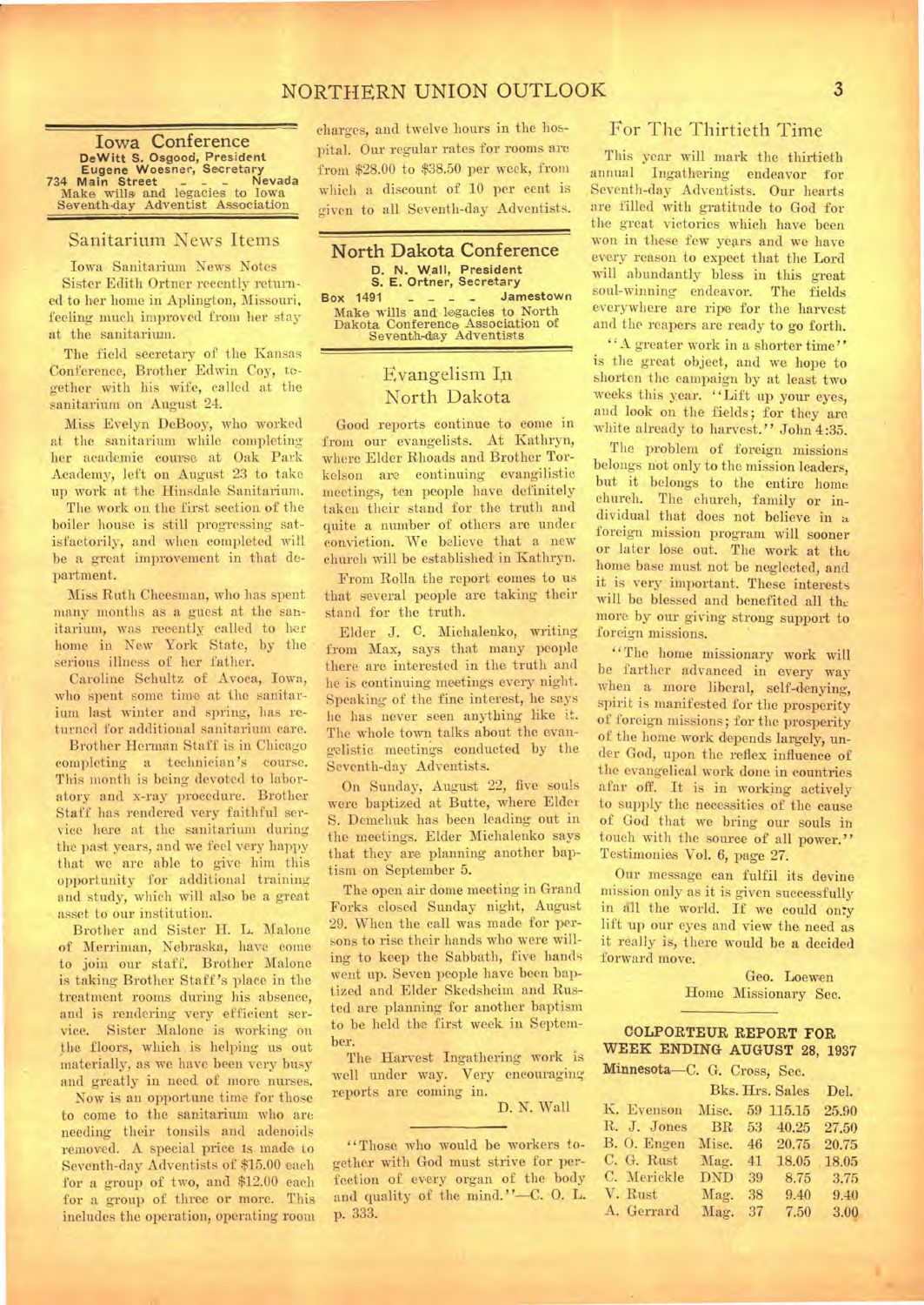## Iowa Conference

**DeWitt S. Osgood, President**
**Eugene Woesner, Secretary**
**734 Main Street - - - Nevada**
**Make wills and legacies to Iowa Seventh-day Adventist Association**

### Sanitarium News Items

Iowa Sanitarium News Notes

Sister Edith Ortner recently returned to her home in Aplington, Missouri, feeling much improved from her stay at the sanitarium.

The field secretary of the Kansas Conference, Brother Edwin Coy, together with his wife, called at the sanitarium on August 24.

Miss Evelyn DeBooy, who worked at the sanitarium while completing her academic course at Oak Park Academy, left on August 23 to take up work at the Hinsdale Sanitarium.

The work on the first section of the boiler house is still progressing satisfactorily, and when completed will be a great improvement in that department.

Miss Ruth Cheesman, who has spent many months as a guest at the sanitarium, was recently called to her home in New York State, by the serious illness of her father.

Caroline Schultz of Avoca, Iowa, who spent some time at the sanitarium last winter and spring, has returned for additional sanitarium care.

Brother Herman Staff is in Chicago completing a technician's course. This month is being devoted to laboratory and x-ray procedure. Brother Staff has rendered very faithful service here at the sanitarium during the past years, and we feel very happy that we are able to give him this opportunity for additional training and study, which will also be a great asset to our institution.

Brother and Sister H. L. Malone of Merriman, Nebraska, have come to join our staff. Brother Malone is taking Brother Staff's place in the treatment rooms during his absence, and is rendering very efficient service. Sister Malone is working on the floors, which is helping us out materially, as we have been very busy and greatly in need of more nurses.

Now is an opportune time for those to come to the sanitarium who are needing their tonsils and adenoids removed. A special price is made to Seventh-day Adventists of $15.00 each for a group of two, and $12.00 each for a group of three or more. This includes the operation, operating room charges, and twelve hours in the hospital. Our regular rates for rooms are from $28.00 to $38.50 per week, from which a discount of 10 per cent is given to all Seventh-day Adventists.

## North Dakota Conference

**D. N. Wall, President**
**S. E. Ortner, Secretary**
**Box 1491 - - - - Jamestown**
**Make wills and legacies to North Dakota Conference Association of Seventh-day Adventists**

### Evangelism In North Dakota

Good reports continue to come in from our evangelists. At Kathryn, where Elder Rhoads and Brother Torkelson are continuing evangilistic meetings, ten people have definitely taken their stand for the truth and quite a number of others are under conviction. We believe that a new church will be established in Kathryn.

From Rolla the report comes to us that several people are taking their stand for the truth.

Elder J. C. Michalenko, writing from Max, says that many people there are interested in the truth and he is continuing meetings every night. Speaking of the fine interest, he says he has never seen anything like it. The whole town talks about the evangelistic meetings conducted by the Seventh-day Adventists.

On Sunday, August 22, five souls were baptized at Butte, where Elder S. Demchuk has been leading out in the meetings. Elder Michalenko says that they are planning another baptism on September 5.

The open air dome meeting in Grand Forks closed Sunday night, August 29. When the call was made for persons to rise their hands who were willing to keep the Sabbath, five hands went up. Seven people have been baptized and Elder Skedsheim and Rusted are planning for another baptism to be held the first week in September.

The Harvest Ingathering work is well under way. Very encouraging reports are coming in.

D. N. Wall

"Those who would be workers together with God must strive for perfection of every organ of the body and quality of the mind."—C. O. L. p. 333.

### For The Thirtieth Time

This year will mark the thirtieth annual Ingathering endeavor for Seventh-day Adventists. Our hearts are filled with gratitude to God for the great victories which have been won in these few years and we have every reason to expect that the Lord will abundantly bless in this great soul-winning endeavor. The fields everywhere are ripe for the harvest and the reapers are ready to go forth.

"A greater work in a shorter time" is the great object, and we hope to shorten the campaign by at least two weeks this year. "Lift up your eyes, and look on the fields; for they are white already to harvest." John 4:35.

The problem of foreign missions belongs not only to the mission leaders, but it belongs to the entire home church. The church, family or individual that does not believe in a foreign mission program will sooner or later lose out. The work at the home base must not be neglected, and it is very important. These interests will be blessed and benefited all the more by our giving strong support to foreign missions.

"The home missionary work will be farther advanced in every way when a more liberal, self-denying, spirit is manifested for the prosperity of foreign missions; for the prosperity of the home work depends largely, under God, upon the reflex influence of the evangelical work done in countries afar off. It is in working actively to supply the necessities of the cause of God that we bring our souls in touch with the source of all power." Testimonies Vol. 6, page 27.

Our message can fulfil its devine mission only as it is given successfully in all the world. If we could only lift up our eyes and view the need as it really is, there would be a decided forward move.

Geo. Loewen
Home Missionary Sec.

### COLPORTEUR REPORT FOR WEEK ENDING AUGUST 28, 1937

**Minnesota**—C. G. Cross, Sec.

| | Bks. | Hrs. | Sales | Del. |
|---|---|---|---|---|
| K. Evenson | Misc. | 59 | 115.15 | 25.90 |
| R. J. Jones | BR | 53 | 40.25 | 27.50 |
| B. O. Engen | Misc. | 46 | 20.75 | 20.75 |
| C. G. Rust | Mag. | 41 | 18.05 | 18.05 |
| C. Merickle | DND | 39 | 8.75 | 3.75 |
| V. Rust | Mag. | 38 | 9.40 | 9.40 |
| A. Gerrard | Mag. | 37 | 7.50 | 3.00 |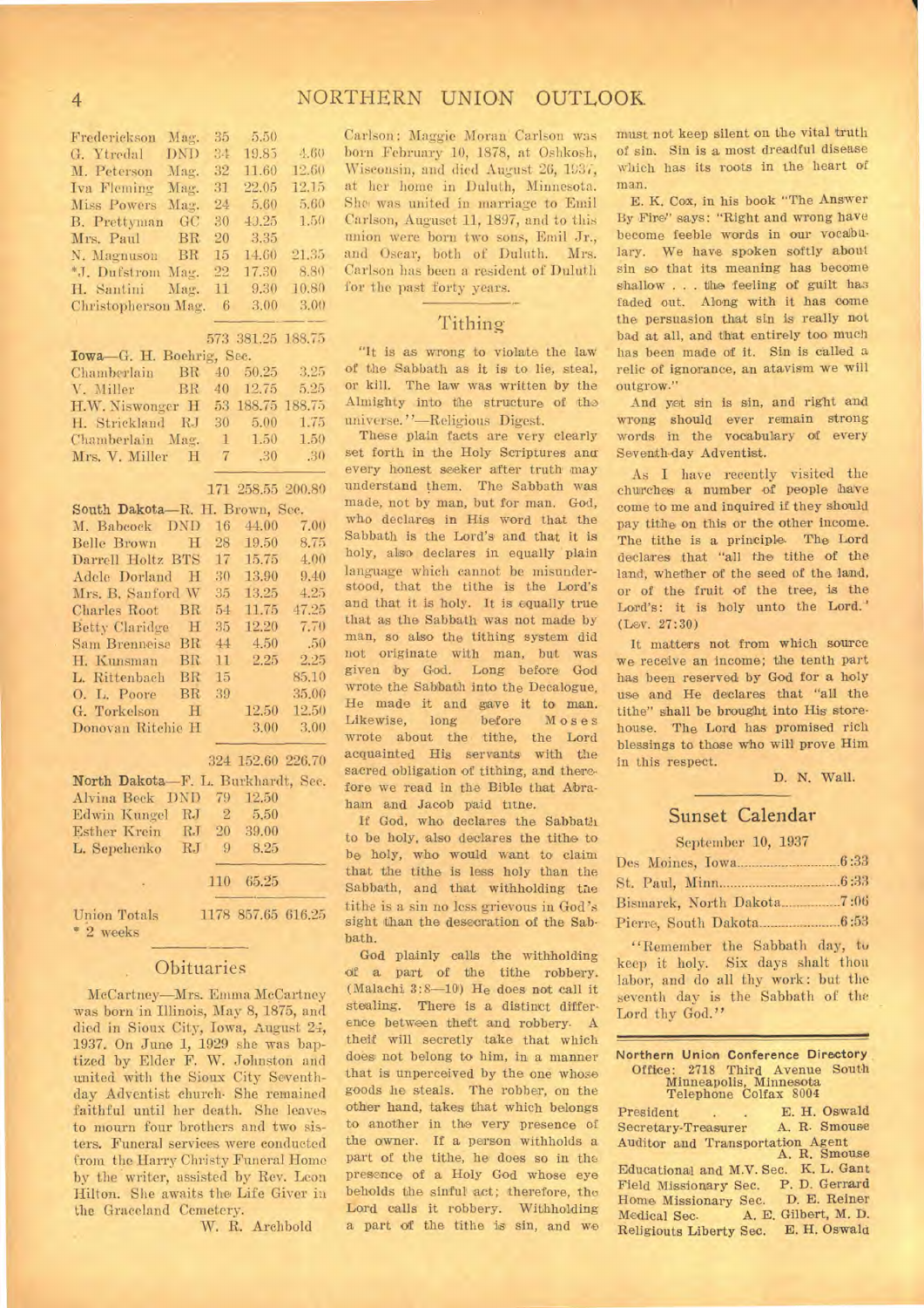| | | | | |
|---|---|---|---|---|
| Frederickson | Mag. | 35 | 5.50 | |
| G. Ytredal | DND | 34 | 19.85 | 4.60 |
| M. Peterson | Mag. | 32 | 11.60 | 12.60 |
| Iva Fleming | Mag. | 31 | 22.05 | 12.15 |
| Miss Powers | Mag. | 24 | 5.60 | 5.60 |
| B. Prettyman | GC | 30 | 49.25 | 1.50 |
| Mrs. Paul | BR | 20 | 3.35 | |
| N. Magnuson | BR | 15 | 14.60 | 21.35 |
| *J. Dufstrom | Mag. | 22 | 17.30 | 8.80 |
| H. Santini | Mag. | 11 | 9.30 | 10.80 |
| Christopherson | Mag. | 6 | 3.00 | 3.00 |
| | | 573 | 381.25 | 188.75 |

**Iowa**—G. H. Boehrig, Sec.

| | | | | |
|---|---|---|---|---|
| Chamberlain | BR | 40 | 50.25 | 3.25 |
| V. Miller | BR | 40 | 12.75 | 5.25 |
| H.W. Niswonger | H | 53 | 188.75 | 188.75 |
| H. Strickland | RJ | 30 | 5.00 | 1.75 |
| Chamberlain | Mag. | 1 | 1.50 | 1.50 |
| Mrs. V. Miller | H | 7 | .30 | .30 |
| | | 171 | 258.55 | 200.80 |

**South Dakota**—R. H. Brown, Sec.

| | | | | |
|---|---|---|---|---|
| M. Babcock | DND | 16 | 44.00 | 7.00 |
| Belle Brown | H | 28 | 19.50 | 8.75 |
| Darrell Holtz | BTS | 17 | 15.75 | 4.00 |
| Adele Dorland | H | 30 | 13.90 | 9.40 |
| Mrs. B. Sanford | W | 35 | 13.25 | 4.25 |
| Charles Root | BR | 54 | 11.75 | 47.25 |
| Betty Claridge | H | 35 | 12.20 | 7.70 |
| Sam Brenneise | BR | 44 | 4.50 | .50 |
| H. Kunsman | BR | 11 | 2.25 | 2.25 |
| L. Rittenbach | BR | 15 | | 85.10 |
| O. L. Poore | BR | 39 | | 35.00 |
| G. Torkelson | H | | 12.50 | 12.50 |
| Donovan Ritchie | H | | 3.00 | 3.00 |
| | | 324 | 152.60 | 226.70 |

**North Dakota**—F. L. Burkhardt, Sec.

| | | | |
|---|---|---|---|
| Alvina Beck | DND | 79 | 12.50 |
| Edwin Kungel | RJ | 2 | 5.50 |
| Esther Krein | RJ | 20 | 39.00 |
| L. Sepchenko | RJ | 9 | 8.25 |
| | | 110 | 65.25 |

| | | | |
|---|---|---|---|
| Union Totals | 1178 | 857.65 | 616.25 |

\* 2 weeks

## Obituaries

McCartney—Mrs. Emma McCartney was born in Illinois, May 8, 1875, and died in Sioux City, Iowa, August 25, 1937. On June 1, 1929 she was baptized by Elder F. W. Johnston and united with the Sioux City Seventh-day Adventist church. She remained faithful until her death. She leaves to mourn four brothers and two sisters. Funeral services were conducted from the Harry Christy Funeral Home by the writer, assisted by Rev. Leon Hilton. She awaits the Life Giver in the Graceland Cemetery.

W. R. Archbold

Carlson: Maggie Moran Carlson was born February 10, 1878, at Oshkosh, Wisconsin, and died August 26, 1937, at her home in Duluth, Minnesota. She was united in marriage to Emil Carlson, Auguset 11, 1897, and to this union were born two sons, Emil Jr., and Oscar, both of Duluth. Mrs. Carlson has been a resident of Duluth for the past forty years.

## Tithing

"It is as wrong to violate the law of the Sabbath as it is to lie, steal, or kill. The law was written by the Almighty into the structure of the universe."—Religious Digest.

These plain facts are very clearly set forth in the Holy Scriptures and every honest seeker after truth may understand them. The Sabbath was made, not by man, but for man. God, who declares in His word that the Sabbath is the Lord's and that it is holy, also declares in equally plain language which cannot be misunderstood, that the tithe is the Lord's and that it is holy. It is equally true that as the Sabbath was not made by man, so also the tithing system did not originate with man, but was given by God. Long before God wrote the Sabbath into the Decalogue, He made it and gave it to man. Likewise, long before Moses wrote about the tithe, the Lord acquainted His servants with the sacred obligation of tithing, and therefore we read in the Bible that Abraham and Jacob paid tithe.

If God, who declares the Sabbath to be holy, also declares the tithe to be holy, who would want to claim that the tithe is less holy than the Sabbath, and that withholding the tithe is a sin no less grievous in God's sight than the desecration of the Sabbath.

God plainly calls the withholding of a part of the tithe robbery. (Malachi 3:8—10) He does not call it stealing. There is a distinct difference between theft and robbery. A theif will secretly take that which does not belong to him, in a manner that is unperceived by the one whose goods he steals. The robber, on the other hand, takes that which belongs to another in the very presence of the owner. If a person withholds a part of the tithe, he does so in the presence of a Holy God whose eye beholds the sinful act; therefore, the Lord calls it robbery. Withholding a part of the tithe is sin, and we must not keep silent on the vital truth of sin. Sin is a most dreadful disease which has its roots in the heart of man.

E. K. Cox, in his book "The Answer By Fire" says: "Right and wrong have become feeble words in our vocabulary. We have spoken softly about sin so that its meaning has become shallow . . . the feeling of guilt has faded out. Along with it has come the persuasion that sin is really not bad at all, and that entirely too much has been made of it. Sin is called a relic of ignorance, an atavism we will outgrow."

And yet sin is sin, and right and wrong should ever remain strong words in the vocabulary of every Seventh-day Adventist.

As I have recently visited the churches a number of people have come to me and inquired if they should pay tithe on this or the other income. The tithe is a principle. The Lord declares that "all the tithe of the land, whether of the seed of the land, or of the fruit of the tree, is the Lord's: it is holy unto the Lord." (Lev. 27:30)

It matters not from which source we receive an income; the tenth part has been reserved by God for a holy use and He declares that "all the tithe" shall be brought into His storehouse. The Lord has promised rich blessings to those who will prove Him in this respect.

D. N. Wall.

## Sunset Calendar

September 10, 1937

Des Moines, Iowa.......6:33
St. Paul, Minn.......6:33
Bismarck, North Dakota.......7:06
Pierre, South Dakota.......6:53

"Remember the Sabbath day, to keep it holy. Six days shalt thou labor, and do all thy work: but the seventh day is the Sabbath of the Lord thy God."

**Northern Union Conference Directory**
Office: 2718 Third Avenue South
Minneapolis, Minnesota
Telephone Colfax 8004

President . . . E. H. Oswald
Secretary-Treasurer A. R. Smouse
Auditor and Transportation Agent A. R. Smouse
Educational and M.V. Sec. K. L. Gant
Field Missionary Sec. P. D. Gerrard
Home Missionary Sec. D. E. Reiner
Medical Sec. A. E. Gilbert, M. D.
Religiouts Liberty Sec. E. H. Oswald